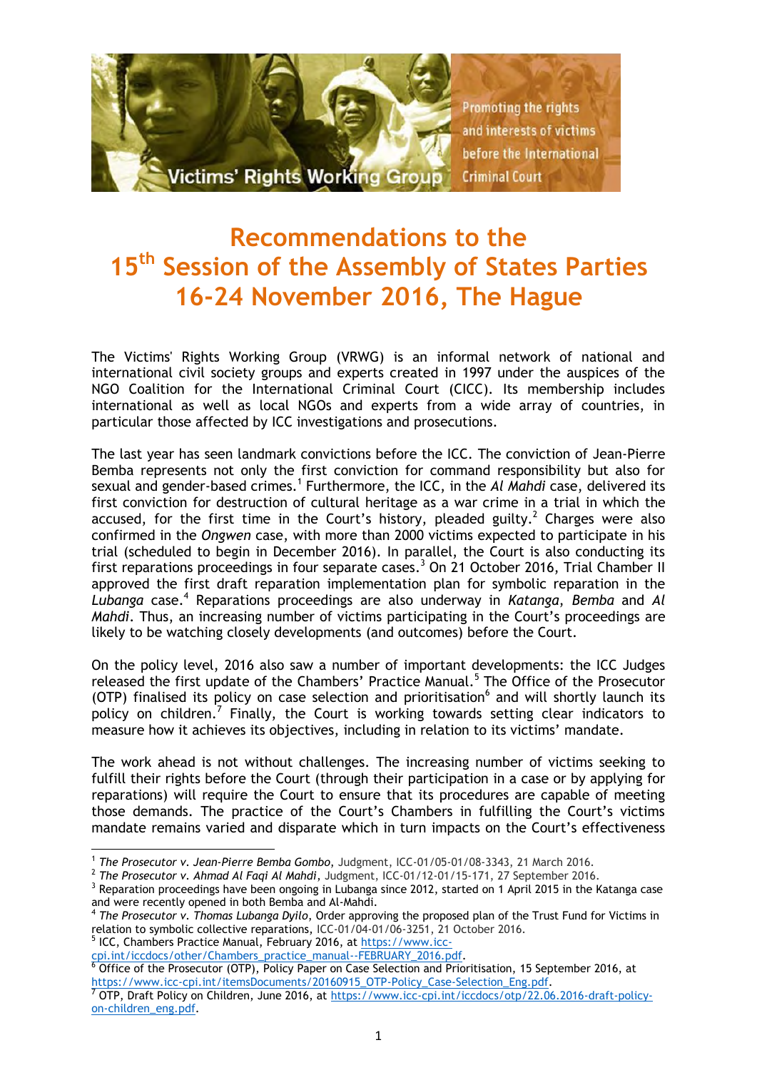Victims' Rights Working Group

Promoting the rights and interests of victims before the International Criminal Court

# Recommendations to the 15th Session of the Assembly of States Parties 16-24 November 2016, The Hague

The Victims' Rights Working Group (VRWG) is an informal network of national and international civil society groups and experts created in 1997 under the auspices of the NGO Coalition for the International Criminal Court (CICC). Its membership includes international as well as local NGOs and experts from a wide array of countries, in particular those affected by ICC investigations and prosecutions.

The last year has seen landmark convictions before the ICC. The conviction of Jean-Pierre Bemba represents not only the first conviction for command responsibility but also for sexual and gender-based crimes.[1] Furthermore, the ICC, in the *Al Mahdi* case, delivered its first conviction for destruction of cultural heritage as a war crime in a trial in which the accused, for the first time in the Court's history, pleaded guilty.[2] Charges were also confirmed in the *Ongwen* case, with more than 2000 victims expected to participate in his trial (scheduled to begin in December 2016). In parallel, the Court is also conducting its first reparations proceedings in four separate cases.[3] On 21 October 2016, Trial Chamber II approved the first draft reparation implementation plan for symbolic reparation in the *Lubanga* case.[4] Reparations proceedings are also underway in *Katanga*, *Bemba* and *Al Mahdi*. Thus, an increasing number of victims participating in the Court's proceedings are likely to be watching closely developments (and outcomes) before the Court.

On the policy level, 2016 also saw a number of important developments: the ICC Judges released the first update of the Chambers' Practice Manual.[5] The Office of the Prosecutor (OTP) finalised its policy on case selection and prioritisation[6] and will shortly launch its policy on children.[7] Finally, the Court is working towards setting clear indicators to measure how it achieves its objectives, including in relation to its victims' mandate.

The work ahead is not without challenges. The increasing number of victims seeking to fulfill their rights before the Court (through their participation in a case or by applying for reparations) will require the Court to ensure that its procedures are capable of meeting those demands. The practice of the Court's Chambers in fulfilling the Court's victims mandate remains varied and disparate which in turn impacts on the Court's effectiveness

---

[1] *The Prosecutor v. Jean-Pierre Bemba Gombo*, Judgment, ICC-01/05-01/08-3343, 21 March 2016.

[2] *The Prosecutor v. Ahmad Al Faqi Al Mahdi*, Judgment, ICC-01/12-01/15-171, 27 September 2016.

[3] Reparation proceedings have been ongoing in Lubanga since 2012, started on 1 April 2015 in the Katanga case and were recently opened in both Bemba and Al-Mahdi.

[4] *The Prosecutor v. Thomas Lubanga Dyilo*, Order approving the proposed plan of the Trust Fund for Victims in relation to symbolic collective reparations, ICC-01/04-01/06-3251, 21 October 2016.

[5] ICC, Chambers Practice Manual, February 2016, at https://www.icc-cpi.int/iccdocs/other/Chambers_practice_manual--FEBRUARY_2016.pdf.

[6] Office of the Prosecutor (OTP), Policy Paper on Case Selection and Prioritisation, 15 September 2016, at https://www.icc-cpi.int/itemsDocuments/20160915_OTP-Policy_Case-Selection_Eng.pdf.

[7] OTP, Draft Policy on Children, June 2016, at https://www.icc-cpi.int/iccdocs/otp/22.06.2016-draft-policy-on-children_eng.pdf.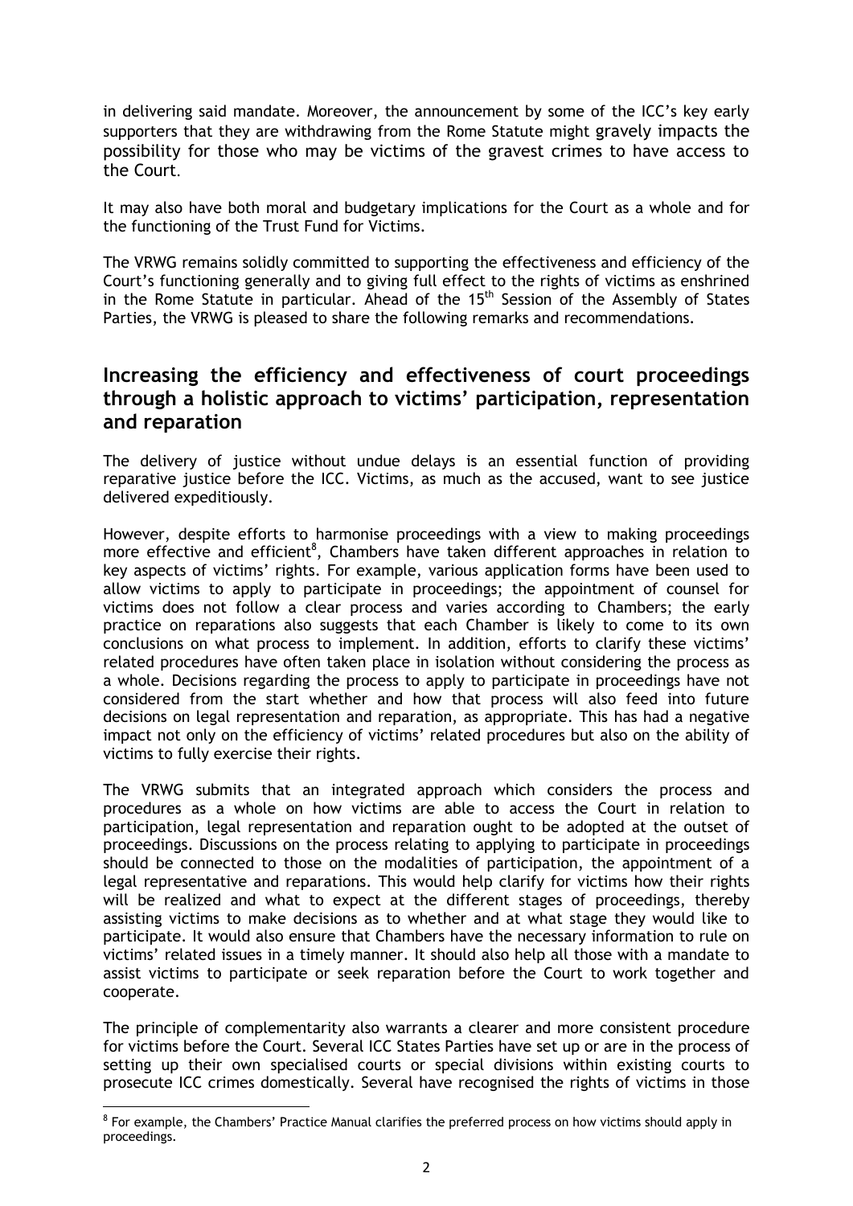in delivering said mandate. Moreover, the announcement by some of the ICC's key early supporters that they are withdrawing from the Rome Statute might gravely impacts the possibility for those who may be victims of the gravest crimes to have access to the Court.

It may also have both moral and budgetary implications for the Court as a whole and for the functioning of the Trust Fund for Victims.

The VRWG remains solidly committed to supporting the effectiveness and efficiency of the Court's functioning generally and to giving full effect to the rights of victims as enshrined in the Rome Statute in particular. Ahead of the 15th Session of the Assembly of States Parties, the VRWG is pleased to share the following remarks and recommendations.

## Increasing the efficiency and effectiveness of court proceedings through a holistic approach to victims' participation, representation and reparation

The delivery of justice without undue delays is an essential function of providing reparative justice before the ICC. Victims, as much as the accused, want to see justice delivered expeditiously.

However, despite efforts to harmonise proceedings with a view to making proceedings more effective and efficient[8], Chambers have taken different approaches in relation to key aspects of victims' rights. For example, various application forms have been used to allow victims to apply to participate in proceedings; the appointment of counsel for victims does not follow a clear process and varies according to Chambers; the early practice on reparations also suggests that each Chamber is likely to come to its own conclusions on what process to implement. In addition, efforts to clarify these victims' related procedures have often taken place in isolation without considering the process as a whole. Decisions regarding the process to apply to participate in proceedings have not considered from the start whether and how that process will also feed into future decisions on legal representation and reparation, as appropriate. This has had a negative impact not only on the efficiency of victims' related procedures but also on the ability of victims to fully exercise their rights.

The VRWG submits that an integrated approach which considers the process and procedures as a whole on how victims are able to access the Court in relation to participation, legal representation and reparation ought to be adopted at the outset of proceedings. Discussions on the process relating to applying to participate in proceedings should be connected to those on the modalities of participation, the appointment of a legal representative and reparations. This would help clarify for victims how their rights will be realized and what to expect at the different stages of proceedings, thereby assisting victims to make decisions as to whether and at what stage they would like to participate. It would also ensure that Chambers have the necessary information to rule on victims' related issues in a timely manner. It should also help all those with a mandate to assist victims to participate or seek reparation before the Court to work together and cooperate.

The principle of complementarity also warrants a clearer and more consistent procedure for victims before the Court. Several ICC States Parties have set up or are in the process of setting up their own specialised courts or special divisions within existing courts to prosecute ICC crimes domestically. Several have recognised the rights of victims in those

---

[8] For example, the Chambers' Practice Manual clarifies the preferred process on how victims should apply in proceedings.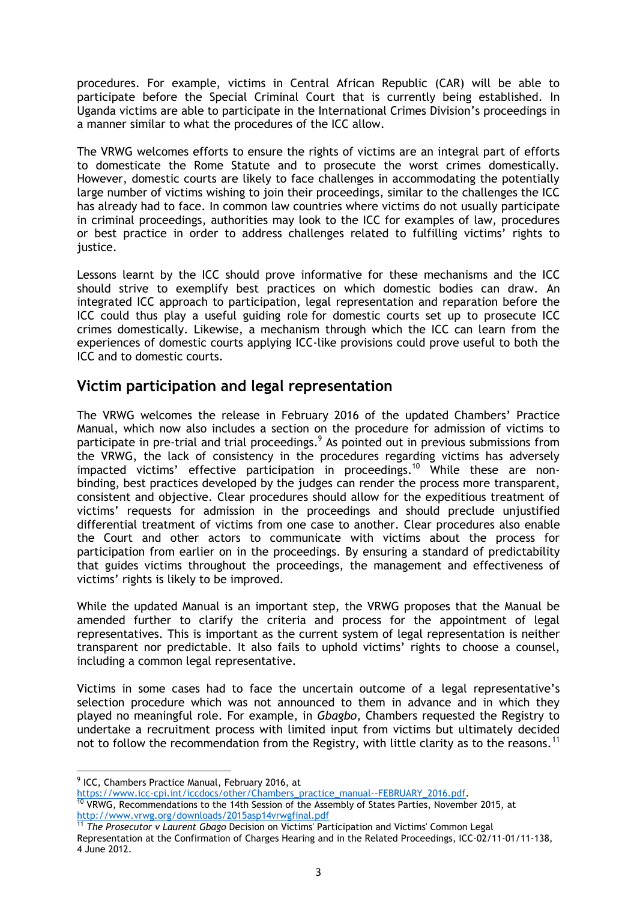procedures. For example, victims in Central African Republic (CAR) will be able to participate before the Special Criminal Court that is currently being established. In Uganda victims are able to participate in the International Crimes Division's proceedings in a manner similar to what the procedures of the ICC allow.

The VRWG welcomes efforts to ensure the rights of victims are an integral part of efforts to domesticate the Rome Statute and to prosecute the worst crimes domestically. However, domestic courts are likely to face challenges in accommodating the potentially large number of victims wishing to join their proceedings, similar to the challenges the ICC has already had to face. In common law countries where victims do not usually participate in criminal proceedings, authorities may look to the ICC for examples of law, procedures or best practice in order to address challenges related to fulfilling victims' rights to justice.

Lessons learnt by the ICC should prove informative for these mechanisms and the ICC should strive to exemplify best practices on which domestic bodies can draw. An integrated ICC approach to participation, legal representation and reparation before the ICC could thus play a useful guiding role for domestic courts set up to prosecute ICC crimes domestically. Likewise, a mechanism through which the ICC can learn from the experiences of domestic courts applying ICC-like provisions could prove useful to both the ICC and to domestic courts.

## Victim participation and legal representation

The VRWG welcomes the release in February 2016 of the updated Chambers' Practice Manual, which now also includes a section on the procedure for admission of victims to participate in pre-trial and trial proceedings.[9] As pointed out in previous submissions from the VRWG, the lack of consistency in the procedures regarding victims has adversely impacted victims' effective participation in proceedings.[10] While these are non-binding, best practices developed by the judges can render the process more transparent, consistent and objective. Clear procedures should allow for the expeditious treatment of victims' requests for admission in the proceedings and should preclude unjustified differential treatment of victims from one case to another. Clear procedures also enable the Court and other actors to communicate with victims about the process for participation from earlier on in the proceedings. By ensuring a standard of predictability that guides victims throughout the proceedings, the management and effectiveness of victims' rights is likely to be improved.

While the updated Manual is an important step, the VRWG proposes that the Manual be amended further to clarify the criteria and process for the appointment of legal representatives. This is important as the current system of legal representation is neither transparent nor predictable. It also fails to uphold victims' rights to choose a counsel, including a common legal representative.

Victims in some cases had to face the uncertain outcome of a legal representative's selection procedure which was not announced to them in advance and in which they played no meaningful role. For example, in *Gbagbo*, Chambers requested the Registry to undertake a recruitment process with limited input from victims but ultimately decided not to follow the recommendation from the Registry, with little clarity as to the reasons.[11]

---

[9] ICC, Chambers Practice Manual, February 2016, at https://www.icc-cpi.int/iccdocs/other/Chambers_practice_manual--FEBRUARY_2016.pdf.

[10] VRWG, Recommendations to the 14th Session of the Assembly of States Parties, November 2015, at http://www.vrwg.org/downloads/2015asp14vrwgfinal.pdf

[11] *The Prosecutor v Laurent Gbagbo* Decision on Victims' Participation and Victims' Common Legal Representation at the Confirmation of Charges Hearing and in the Related Proceedings, ICC-02/11-01/11-138, 4 June 2012.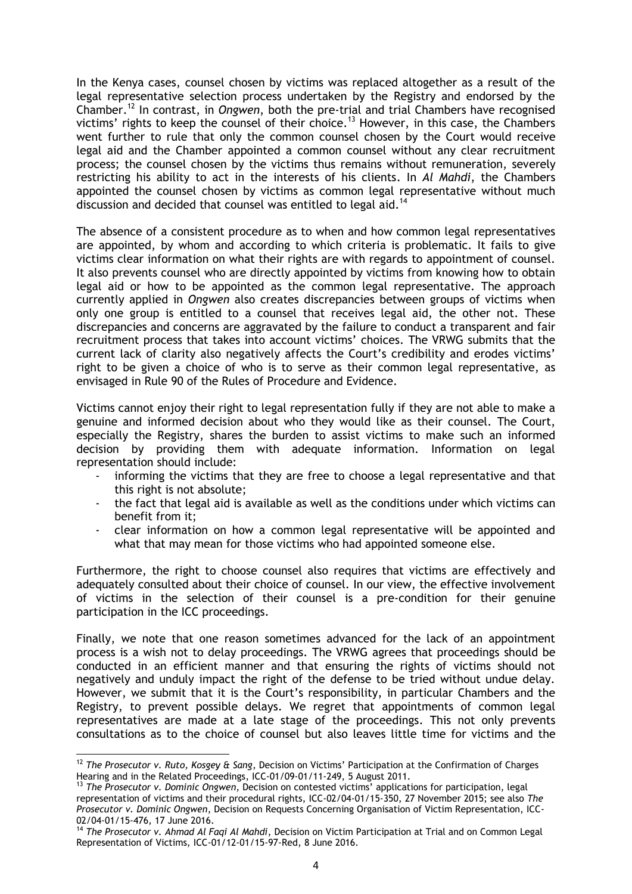In the Kenya cases, counsel chosen by victims was replaced altogether as a result of the legal representative selection process undertaken by the Registry and endorsed by the Chamber.[12] In contrast, in *Ongwen*, both the pre-trial and trial Chambers have recognised victims' rights to keep the counsel of their choice.[13] However, in this case, the Chambers went further to rule that only the common counsel chosen by the Court would receive legal aid and the Chamber appointed a common counsel without any clear recruitment process; the counsel chosen by the victims thus remains without remuneration, severely restricting his ability to act in the interests of his clients. In *Al Mahdi*, the Chambers appointed the counsel chosen by victims as common legal representative without much discussion and decided that counsel was entitled to legal aid.[14]

The absence of a consistent procedure as to when and how common legal representatives are appointed, by whom and according to which criteria is problematic. It fails to give victims clear information on what their rights are with regards to appointment of counsel. It also prevents counsel who are directly appointed by victims from knowing how to obtain legal aid or how to be appointed as the common legal representative. The approach currently applied in *Ongwen* also creates discrepancies between groups of victims when only one group is entitled to a counsel that receives legal aid, the other not. These discrepancies and concerns are aggravated by the failure to conduct a transparent and fair recruitment process that takes into account victims' choices. The VRWG submits that the current lack of clarity also negatively affects the Court's credibility and erodes victims' right to be given a choice of who is to serve as their common legal representative, as envisaged in Rule 90 of the Rules of Procedure and Evidence.

Victims cannot enjoy their right to legal representation fully if they are not able to make a genuine and informed decision about who they would like as their counsel. The Court, especially the Registry, shares the burden to assist victims to make such an informed decision by providing them with adequate information. Information on legal representation should include:

- informing the victims that they are free to choose a legal representative and that this right is not absolute;
- the fact that legal aid is available as well as the conditions under which victims can benefit from it;
- clear information on how a common legal representative will be appointed and what that may mean for those victims who had appointed someone else.

Furthermore, the right to choose counsel also requires that victims are effectively and adequately consulted about their choice of counsel. In our view, the effective involvement of victims in the selection of their counsel is a pre-condition for their genuine participation in the ICC proceedings.

Finally, we note that one reason sometimes advanced for the lack of an appointment process is a wish not to delay proceedings. The VRWG agrees that proceedings should be conducted in an efficient manner and that ensuring the rights of victims should not negatively and unduly impact the right of the defense to be tried without undue delay. However, we submit that it is the Court's responsibility, in particular Chambers and the Registry, to prevent possible delays. We regret that appointments of common legal representatives are made at a late stage of the proceedings. This not only prevents consultations as to the choice of counsel but also leaves little time for victims and the

---

[12] *The Prosecutor v. Ruto, Kosgey & Sang*, Decision on Victims' Participation at the Confirmation of Charges Hearing and in the Related Proceedings, ICC-01/09-01/11-249, 5 August 2011.

[13] *The Prosecutor v. Dominic Ongwen*, Decision on contested victims' applications for participation, legal representation of victims and their procedural rights, ICC-02/04-01/15-350, 27 November 2015; see also *The Prosecutor v. Dominic Ongwen*, Decision on Requests Concerning Organisation of Victim Representation, ICC-02/04-01/15-476, 17 June 2016.

[14] *The Prosecutor v. Ahmad Al Faqi Al Mahdi*, Decision on Victim Participation at Trial and on Common Legal Representation of Victims, ICC-01/12-01/15-97-Red, 8 June 2016.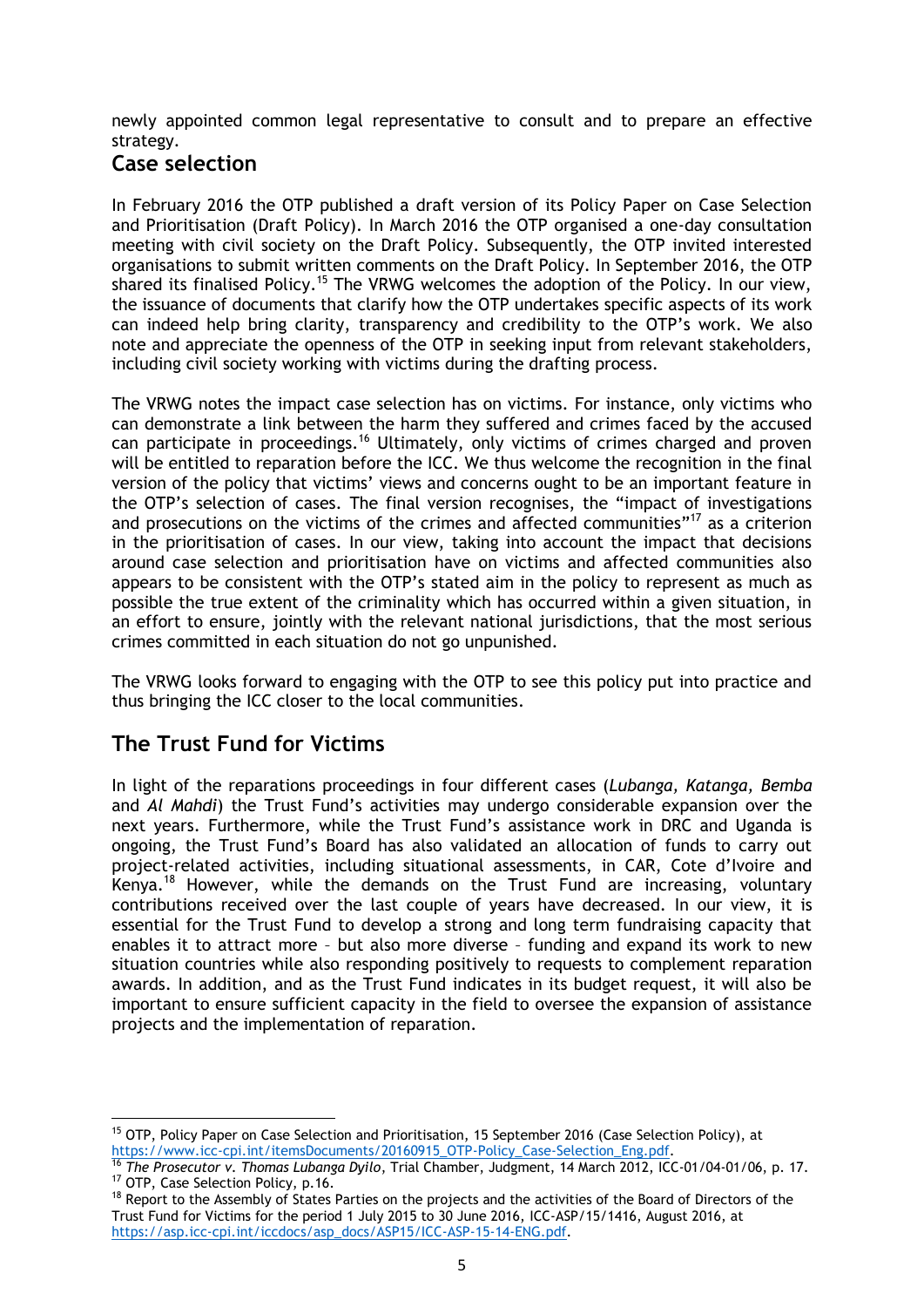newly appointed common legal representative to consult and to prepare an effective strategy.

## Case selection

In February 2016 the OTP published a draft version of its Policy Paper on Case Selection and Prioritisation (Draft Policy). In March 2016 the OTP organised a one-day consultation meeting with civil society on the Draft Policy. Subsequently, the OTP invited interested organisations to submit written comments on the Draft Policy. In September 2016, the OTP shared its finalised Policy.[15] The VRWG welcomes the adoption of the Policy. In our view, the issuance of documents that clarify how the OTP undertakes specific aspects of its work can indeed help bring clarity, transparency and credibility to the OTP's work. We also note and appreciate the openness of the OTP in seeking input from relevant stakeholders, including civil society working with victims during the drafting process.

The VRWG notes the impact case selection has on victims. For instance, only victims who can demonstrate a link between the harm they suffered and crimes faced by the accused can participate in proceedings.[16] Ultimately, only victims of crimes charged and proven will be entitled to reparation before the ICC. We thus welcome the recognition in the final version of the policy that victims' views and concerns ought to be an important feature in the OTP's selection of cases. The final version recognises, the "impact of investigations and prosecutions on the victims of the crimes and affected communities"[17] as a criterion in the prioritisation of cases. In our view, taking into account the impact that decisions around case selection and prioritisation have on victims and affected communities also appears to be consistent with the OTP's stated aim in the policy to represent as much as possible the true extent of the criminality which has occurred within a given situation, in an effort to ensure, jointly with the relevant national jurisdictions, that the most serious crimes committed in each situation do not go unpunished.

The VRWG looks forward to engaging with the OTP to see this policy put into practice and thus bringing the ICC closer to the local communities.

## The Trust Fund for Victims

In light of the reparations proceedings in four different cases (*Lubanga, Katanga, Bemba* and *Al Mahdi*) the Trust Fund's activities may undergo considerable expansion over the next years. Furthermore, while the Trust Fund's assistance work in DRC and Uganda is ongoing, the Trust Fund's Board has also validated an allocation of funds to carry out project-related activities, including situational assessments, in CAR, Cote d'Ivoire and Kenya.[18] However, while the demands on the Trust Fund are increasing, voluntary contributions received over the last couple of years have decreased. In our view, it is essential for the Trust Fund to develop a strong and long term fundraising capacity that enables it to attract more – but also more diverse – funding and expand its work to new situation countries while also responding positively to requests to complement reparation awards. In addition, and as the Trust Fund indicates in its budget request, it will also be important to ensure sufficient capacity in the field to oversee the expansion of assistance projects and the implementation of reparation.

---

[15] OTP, Policy Paper on Case Selection and Prioritisation, 15 September 2016 (Case Selection Policy), at https://www.icc-cpi.int/itemsDocuments/20160915_OTP-Policy_Case-Selection_Eng.pdf.

[16] *The Prosecutor v. Thomas Lubanga Dyilo*, Trial Chamber, Judgment, 14 March 2012, ICC-01/04-01/06, p. 17.

[17] OTP, Case Selection Policy, p.16.

[18] Report to the Assembly of States Parties on the projects and the activities of the Board of Directors of the Trust Fund for Victims for the period 1 July 2015 to 30 June 2016, ICC-ASP/15/1416, August 2016, at https://asp.icc-cpi.int/iccdocs/asp_docs/ASP15/ICC-ASP-15-14-ENG.pdf.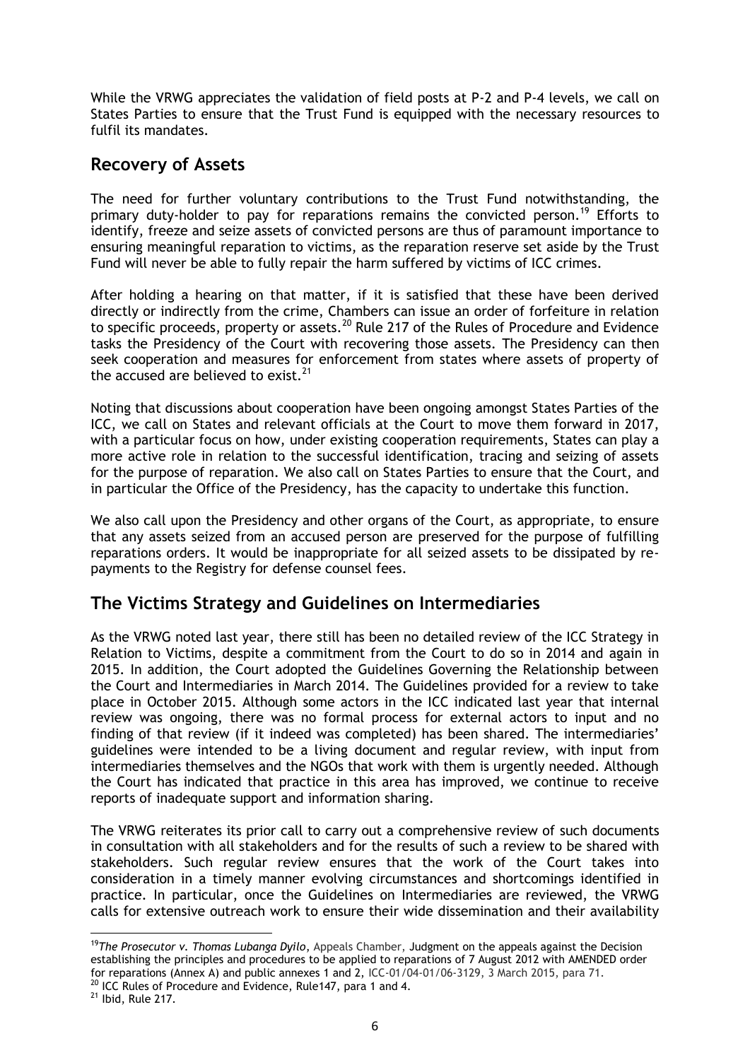While the VRWG appreciates the validation of field posts at P-2 and P-4 levels, we call on States Parties to ensure that the Trust Fund is equipped with the necessary resources to fulfil its mandates.

## Recovery of Assets

The need for further voluntary contributions to the Trust Fund notwithstanding, the primary duty-holder to pay for reparations remains the convicted person.[19] Efforts to identify, freeze and seize assets of convicted persons are thus of paramount importance to ensuring meaningful reparation to victims, as the reparation reserve set aside by the Trust Fund will never be able to fully repair the harm suffered by victims of ICC crimes.

After holding a hearing on that matter, if it is satisfied that these have been derived directly or indirectly from the crime, Chambers can issue an order of forfeiture in relation to specific proceeds, property or assets.[20] Rule 217 of the Rules of Procedure and Evidence tasks the Presidency of the Court with recovering those assets. The Presidency can then seek cooperation and measures for enforcement from states where assets of property of the accused are believed to exist.[21]

Noting that discussions about cooperation have been ongoing amongst States Parties of the ICC, we call on States and relevant officials at the Court to move them forward in 2017, with a particular focus on how, under existing cooperation requirements, States can play a more active role in relation to the successful identification, tracing and seizing of assets for the purpose of reparation. We also call on States Parties to ensure that the Court, and in particular the Office of the Presidency, has the capacity to undertake this function.

We also call upon the Presidency and other organs of the Court, as appropriate, to ensure that any assets seized from an accused person are preserved for the purpose of fulfilling reparations orders. It would be inappropriate for all seized assets to be dissipated by re-payments to the Registry for defense counsel fees.

## The Victims Strategy and Guidelines on Intermediaries

As the VRWG noted last year, there still has been no detailed review of the ICC Strategy in Relation to Victims, despite a commitment from the Court to do so in 2014 and again in 2015. In addition, the Court adopted the Guidelines Governing the Relationship between the Court and Intermediaries in March 2014. The Guidelines provided for a review to take place in October 2015. Although some actors in the ICC indicated last year that internal review was ongoing, there was no formal process for external actors to input and no finding of that review (if it indeed was completed) has been shared. The intermediaries' guidelines were intended to be a living document and regular review, with input from intermediaries themselves and the NGOs that work with them is urgently needed. Although the Court has indicated that practice in this area has improved, we continue to receive reports of inadequate support and information sharing.

The VRWG reiterates its prior call to carry out a comprehensive review of such documents in consultation with all stakeholders and for the results of such a review to be shared with stakeholders. Such regular review ensures that the work of the Court takes into consideration in a timely manner evolving circumstances and shortcomings identified in practice. In particular, once the Guidelines on Intermediaries are reviewed, the VRWG calls for extensive outreach work to ensure their wide dissemination and their availability

---

[19] *The Prosecutor v. Thomas Lubanga Dyilo*, Appeals Chamber, Judgment on the appeals against the Decision establishing the principles and procedures to be applied to reparations of 7 August 2012 with AMENDED order for reparations (Annex A) and public annexes 1 and 2, ICC-01/04-01/06-3129, 3 March 2015, para 71.

[20] ICC Rules of Procedure and Evidence, Rule147, para 1 and 4.

[21] Ibid, Rule 217.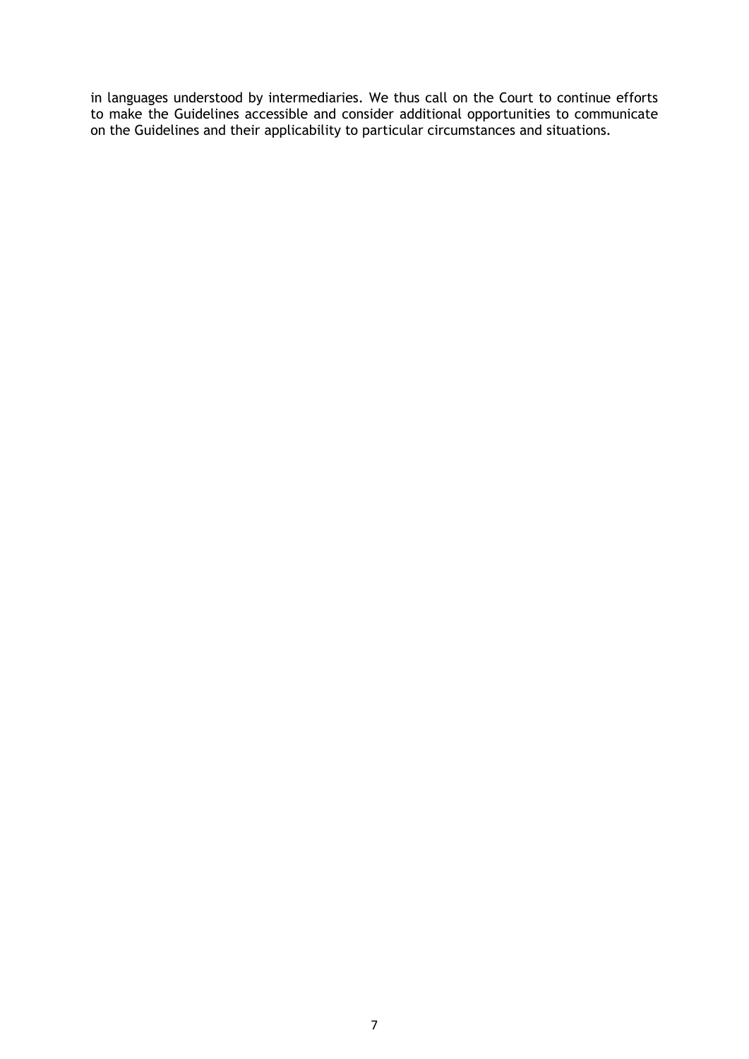in languages understood by intermediaries. We thus call on the Court to continue efforts to make the Guidelines accessible and consider additional opportunities to communicate on the Guidelines and their applicability to particular circumstances and situations.